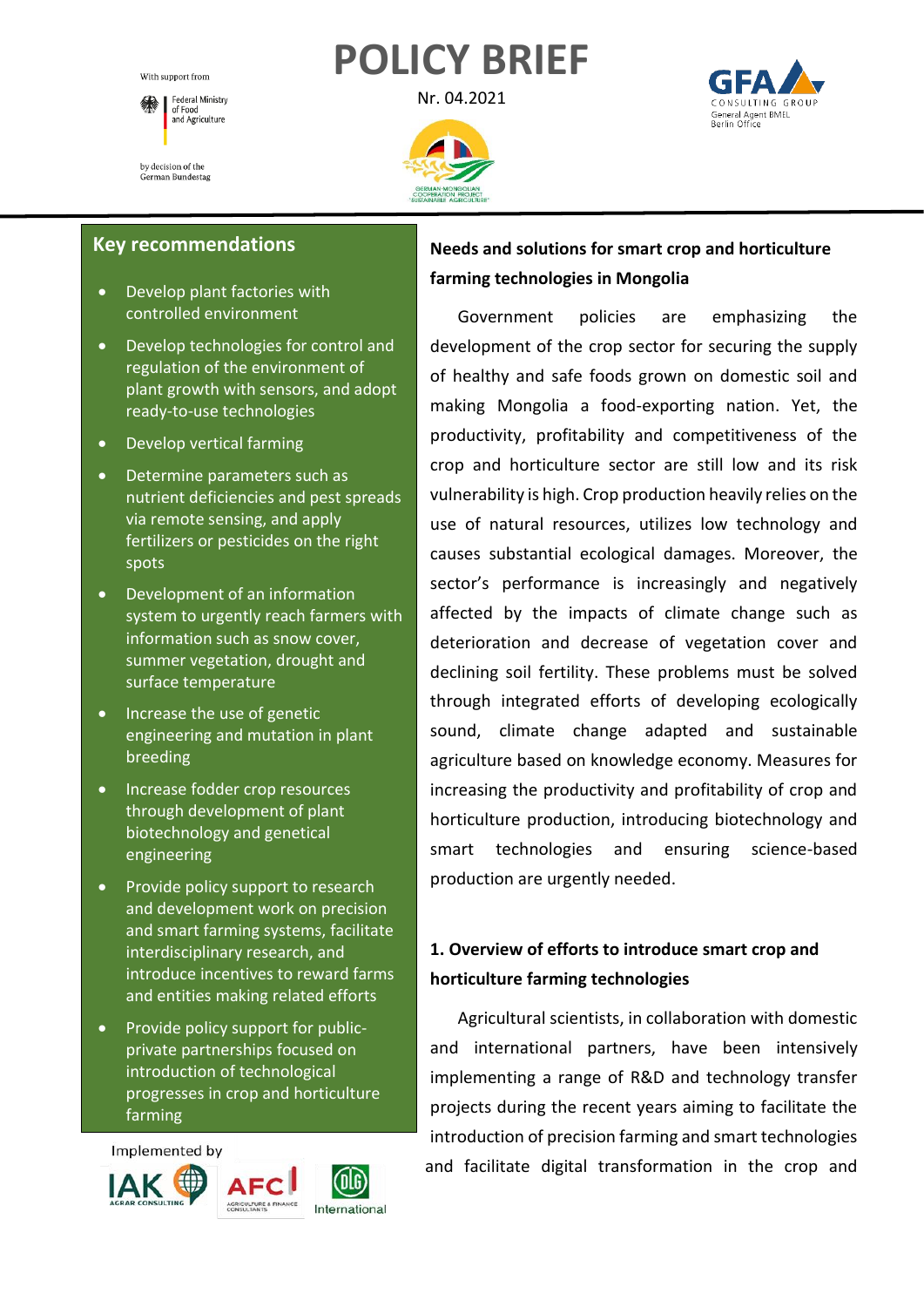With support from

Federal Ministry of Food and Agriculture

by decision of the German Bundestag

# POLICY BRIEF

Nr. 04.2021

GERMAN-MONGOLIAN COOPERATION PROJECT "SUSTAINABLE AGRICULTURE"

GFA CONSULTING GROUP
General Agent BMEL
Berlin Office

## Key recommendations

- Develop plant factories with controlled environment
- Develop technologies for control and regulation of the environment of plant growth with sensors, and adopt ready-to-use technologies
- Develop vertical farming
- Determine parameters such as nutrient deficiencies and pest spreads via remote sensing, and apply fertilizers or pesticides on the right spots
- Development of an information system to urgently reach farmers with information such as snow cover, summer vegetation, drought and surface temperature
- Increase the use of genetic engineering and mutation in plant breeding
- Increase fodder crop resources through development of plant biotechnology and genetical engineering
- Provide policy support to research and development work on precision and smart farming systems, facilitate interdisciplinary research, and introduce incentives to reward farms and entities making related efforts
- Provide policy support for public-private partnerships focused on introduction of technological progresses in crop and horticulture farming

Implemented by

IAK AGRAR CONSULTING | AFC AGRICULTURE & FINANCE CONSULTANTS | DLG International

## Needs and solutions for smart crop and horticulture farming technologies in Mongolia

Government policies are emphasizing the development of the crop sector for securing the supply of healthy and safe foods grown on domestic soil and making Mongolia a food-exporting nation. Yet, the productivity, profitability and competitiveness of the crop and horticulture sector are still low and its risk vulnerability is high. Crop production heavily relies on the use of natural resources, utilizes low technology and causes substantial ecological damages. Moreover, the sector's performance is increasingly and negatively affected by the impacts of climate change such as deterioration and decrease of vegetation cover and declining soil fertility. These problems must be solved through integrated efforts of developing ecologically sound, climate change adapted and sustainable agriculture based on knowledge economy. Measures for increasing the productivity and profitability of crop and horticulture production, introducing biotechnology and smart technologies and ensuring science-based production are urgently needed.

### 1. Overview of efforts to introduce smart crop and horticulture farming technologies

Agricultural scientists, in collaboration with domestic and international partners, have been intensively implementing a range of R&D and technology transfer projects during the recent years aiming to facilitate the introduction of precision farming and smart technologies and facilitate digital transformation in the crop and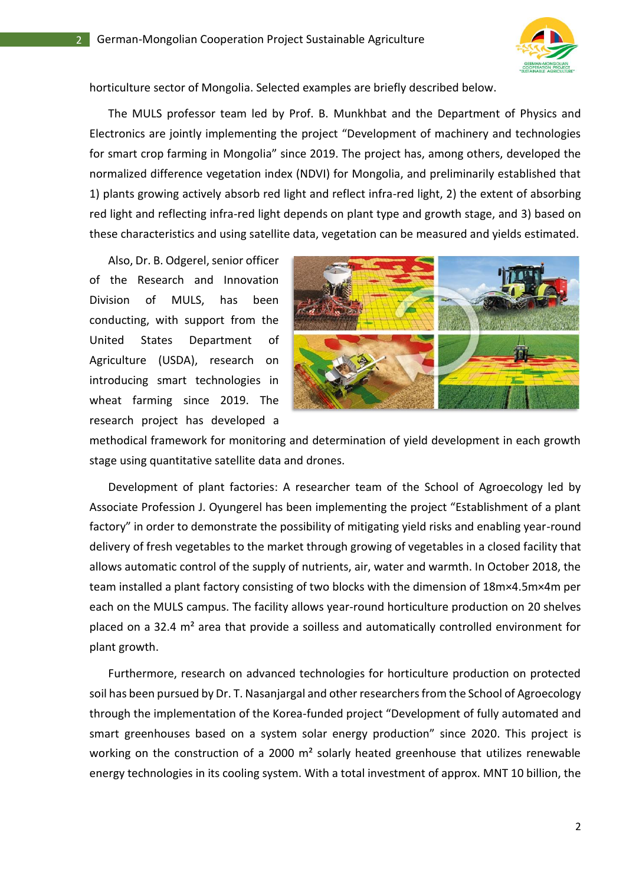horticulture sector of Mongolia. Selected examples are briefly described below.

The MULS professor team led by Prof. B. Munkhbat and the Department of Physics and Electronics are jointly implementing the project "Development of machinery and technologies for smart crop farming in Mongolia" since 2019. The project has, among others, developed the normalized difference vegetation index (NDVI) for Mongolia, and preliminarily established that 1) plants growing actively absorb red light and reflect infra-red light, 2) the extent of absorbing red light and reflecting infra-red light depends on plant type and growth stage, and 3) based on these characteristics and using satellite data, vegetation can be measured and yields estimated.

Also, Dr. B. Odgerel, senior officer of the Research and Innovation Division of MULS, has been conducting, with support from the United States Department of Agriculture (USDA), research on introducing smart technologies in wheat farming since 2019. The research project has developed a methodical framework for monitoring and determination of yield development in each growth stage using quantitative satellite data and drones.

Development of plant factories: A researcher team of the School of Agroecology led by Associate Profession J. Oyungerel has been implementing the project "Establishment of a plant factory" in order to demonstrate the possibility of mitigating yield risks and enabling year-round delivery of fresh vegetables to the market through growing of vegetables in a closed facility that allows automatic control of the supply of nutrients, air, water and warmth. In October 2018, the team installed a plant factory consisting of two blocks with the dimension of 18m×4.5m×4m per each on the MULS campus. The facility allows year-round horticulture production on 20 shelves placed on a 32.4 m² area that provide a soilless and automatically controlled environment for plant growth.

Furthermore, research on advanced technologies for horticulture production on protected soil has been pursued by Dr. T. Nasanjargal and other researchers from the School of Agroecology through the implementation of the Korea-funded project "Development of fully automated and smart greenhouses based on a system solar energy production" since 2020. This project is working on the construction of a 2000 m² solarly heated greenhouse that utilizes renewable energy technologies in its cooling system. With a total investment of approx. MNT 10 billion, the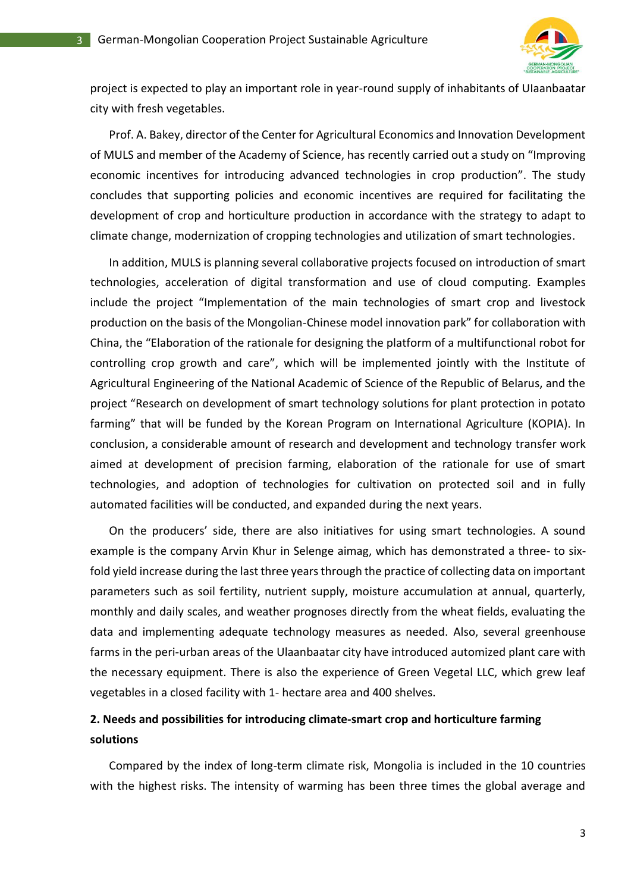project is expected to play an important role in year-round supply of inhabitants of Ulaanbaatar city with fresh vegetables.

Prof. A. Bakey, director of the Center for Agricultural Economics and Innovation Development of MULS and member of the Academy of Science, has recently carried out a study on “Improving economic incentives for introducing advanced technologies in crop production”. The study concludes that supporting policies and economic incentives are required for facilitating the development of crop and horticulture production in accordance with the strategy to adapt to climate change, modernization of cropping technologies and utilization of smart technologies.

In addition, MULS is planning several collaborative projects focused on introduction of smart technologies, acceleration of digital transformation and use of cloud computing. Examples include the project “Implementation of the main technologies of smart crop and livestock production on the basis of the Mongolian-Chinese model innovation park” for collaboration with China, the “Elaboration of the rationale for designing the platform of a multifunctional robot for controlling crop growth and care”, which will be implemented jointly with the Institute of Agricultural Engineering of the National Academic of Science of the Republic of Belarus, and the project “Research on development of smart technology solutions for plant protection in potato farming” that will be funded by the Korean Program on International Agriculture (KOPIA). In conclusion, a considerable amount of research and development and technology transfer work aimed at development of precision farming, elaboration of the rationale for use of smart technologies, and adoption of technologies for cultivation on protected soil and in fully automated facilities will be conducted, and expanded during the next years.

On the producers’ side, there are also initiatives for using smart technologies. A sound example is the company Arvin Khur in Selenge aimag, which has demonstrated a three- to six-fold yield increase during the last three years through the practice of collecting data on important parameters such as soil fertility, nutrient supply, moisture accumulation at annual, quarterly, monthly and daily scales, and weather prognoses directly from the wheat fields, evaluating the data and implementing adequate technology measures as needed. Also, several greenhouse farms in the peri-urban areas of the Ulaanbaatar city have introduced automized plant care with the necessary equipment. There is also the experience of Green Vegetal LLC, which grew leaf vegetables in a closed facility with 1- hectare area and 400 shelves.

## 2. Needs and possibilities for introducing climate-smart crop and horticulture farming solutions

Compared by the index of long-term climate risk, Mongolia is included in the 10 countries with the highest risks. The intensity of warming has been three times the global average and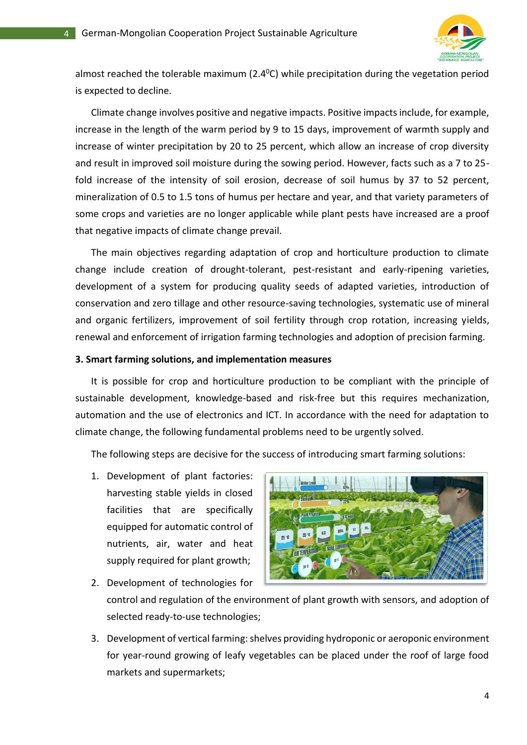almost reached the tolerable maximum (2.4$^0$C) while precipitation during the vegetation period is expected to decline.

Climate change involves positive and negative impacts. Positive impacts include, for example, increase in the length of the warm period by 9 to 15 days, improvement of warmth supply and increase of winter precipitation by 20 to 25 percent, which allow an increase of crop diversity and result in improved soil moisture during the sowing period. However, facts such as a 7 to 25-fold increase of the intensity of soil erosion, decrease of soil humus by 37 to 52 percent, mineralization of 0.5 to 1.5 tons of humus per hectare and year, and that variety parameters of some crops and varieties are no longer applicable while plant pests have increased are a proof that negative impacts of climate change prevail.

The main objectives regarding adaptation of crop and horticulture production to climate change include creation of drought-tolerant, pest-resistant and early-ripening varieties, development of a system for producing quality seeds of adapted varieties, introduction of conservation and zero tillage and other resource-saving technologies, systematic use of mineral and organic fertilizers, improvement of soil fertility through crop rotation, increasing yields, renewal and enforcement of irrigation farming technologies and adoption of precision farming.

**3. Smart farming solutions, and implementation measures**

It is possible for crop and horticulture production to be compliant with the principle of sustainable development, knowledge-based and risk-free but this requires mechanization, automation and the use of electronics and ICT. In accordance with the need for adaptation to climate change, the following fundamental problems need to be urgently solved.

The following steps are decisive for the success of introducing smart farming solutions:

1. Development of plant factories: harvesting stable yields in closed facilities that are specifically equipped for automatic control of nutrients, air, water and heat supply required for plant growth;
2. Development of technologies for control and regulation of the environment of plant growth with sensors, and adoption of selected ready-to-use technologies;
3. Development of vertical farming: shelves providing hydroponic or aeroponic environment for year-round growing of leafy vegetables can be placed under the roof of large food markets and supermarkets;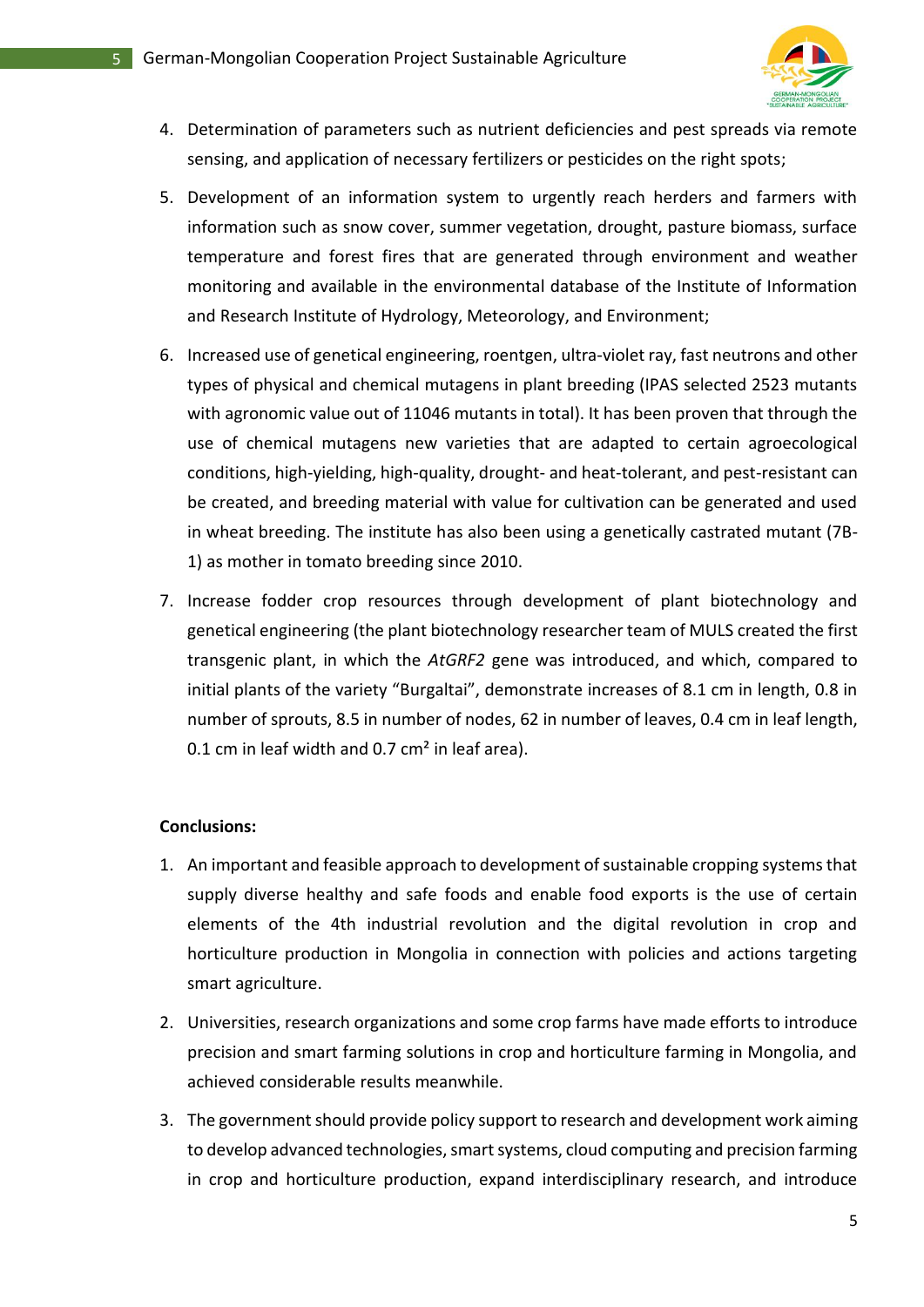4. Determination of parameters such as nutrient deficiencies and pest spreads via remote sensing, and application of necessary fertilizers or pesticides on the right spots;
5. Development of an information system to urgently reach herders and farmers with information such as snow cover, summer vegetation, drought, pasture biomass, surface temperature and forest fires that are generated through environment and weather monitoring and available in the environmental database of the Institute of Information and Research Institute of Hydrology, Meteorology, and Environment;
6. Increased use of genetical engineering, roentgen, ultra-violet ray, fast neutrons and other types of physical and chemical mutagens in plant breeding (IPAS selected 2523 mutants with agronomic value out of 11046 mutants in total). It has been proven that through the use of chemical mutagens new varieties that are adapted to certain agroecological conditions, high-yielding, high-quality, drought- and heat-tolerant, and pest-resistant can be created, and breeding material with value for cultivation can be generated and used in wheat breeding. The institute has also been using a genetically castrated mutant (7B-1) as mother in tomato breeding since 2010.
7. Increase fodder crop resources through development of plant biotechnology and genetical engineering (the plant biotechnology researcher team of MULS created the first transgenic plant, in which the *AtGRF2* gene was introduced, and which, compared to initial plants of the variety "Burgaltai", demonstrate increases of 8.1 cm in length, 0.8 in number of sprouts, 8.5 in number of nodes, 62 in number of leaves, 0.4 cm in leaf length, 0.1 cm in leaf width and 0.7 cm² in leaf area).

**Conclusions:**

1. An important and feasible approach to development of sustainable cropping systems that supply diverse healthy and safe foods and enable food exports is the use of certain elements of the 4th industrial revolution and the digital revolution in crop and horticulture production in Mongolia in connection with policies and actions targeting smart agriculture.
2. Universities, research organizations and some crop farms have made efforts to introduce precision and smart farming solutions in crop and horticulture farming in Mongolia, and achieved considerable results meanwhile.
3. The government should provide policy support to research and development work aiming to develop advanced technologies, smart systems, cloud computing and precision farming in crop and horticulture production, expand interdisciplinary research, and introduce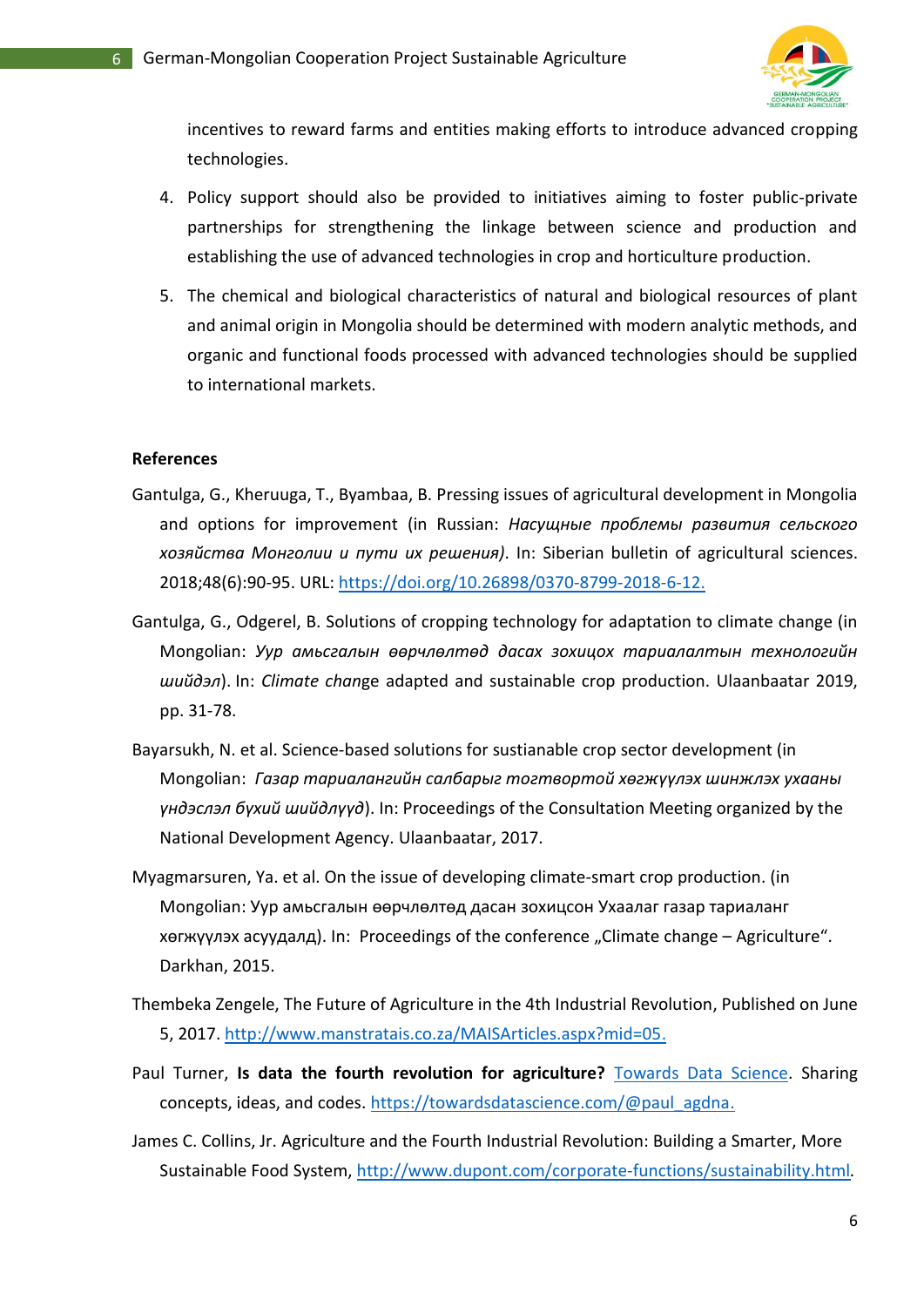incentives to reward farms and entities making efforts to introduce advanced cropping technologies.

4. Policy support should also be provided to initiatives aiming to foster public-private partnerships for strengthening the linkage between science and production and establishing the use of advanced technologies in crop and horticulture production.
5. The chemical and biological characteristics of natural and biological resources of plant and animal origin in Mongolia should be determined with modern analytic methods, and organic and functional foods processed with advanced technologies should be supplied to international markets.

**References**

Gantulga, G., Kheruuga, T., Byambaa, B. Pressing issues of agricultural development in Mongolia and options for improvement (in Russian: *Насущные проблемы развития сельского хозяйства Монголии и пути их решения)*. In: Siberian bulletin of agricultural sciences. 2018;48(6):90-95. URL: https://doi.org/10.26898/0370-8799-2018-6-12.

Gantulga, G., Odgerel, B. Solutions of cropping technology for adaptation to climate change (in Mongolian: *Уур амьсгалын өөрчлөлтөд дасах зохицох тариалалтын технологийн шийдэл*). In: *Climate chan*ge adapted and sustainable crop production. Ulaanbaatar 2019, pp. 31-78.

Bayarsukh, N. et al. Science-based solutions for sustianable crop sector development (in Mongolian: *Газар тариалангийн салбарыг тогтвортой хөгжүүлэх шинжлэх ухааны үндэслэл бүхий шийдлүүд*). In: Proceedings of the Consultation Meeting organized by the National Development Agency. Ulaanbaatar, 2017.

Myagmarsuren, Ya. et al. On the issue of developing climate-smart crop production. (in Mongolian: Уур амьсгалын өөрчлөлтөд дасан зохицсон Ухаалаг газар тариаланг хөгжүүлэх асуудалд). In: Proceedings of the conference „Climate change – Agriculture“. Darkhan, 2015.

Thembeka Zengele, The Future of Agriculture in the 4th Industrial Revolution, Published on June 5, 2017. http://www.manstratais.co.za/MAISArticles.aspx?mid=05.

Paul Turner, **Is data the fourth revolution for agriculture?** Towards Data Science. Sharing concepts, ideas, and codes. https://towardsdatascience.com/@paul_agdna.

James C. Collins, Jr. Agriculture and the Fourth Industrial Revolution: Building a Smarter, More Sustainable Food System, http://www.dupont.com/corporate-functions/sustainability.html.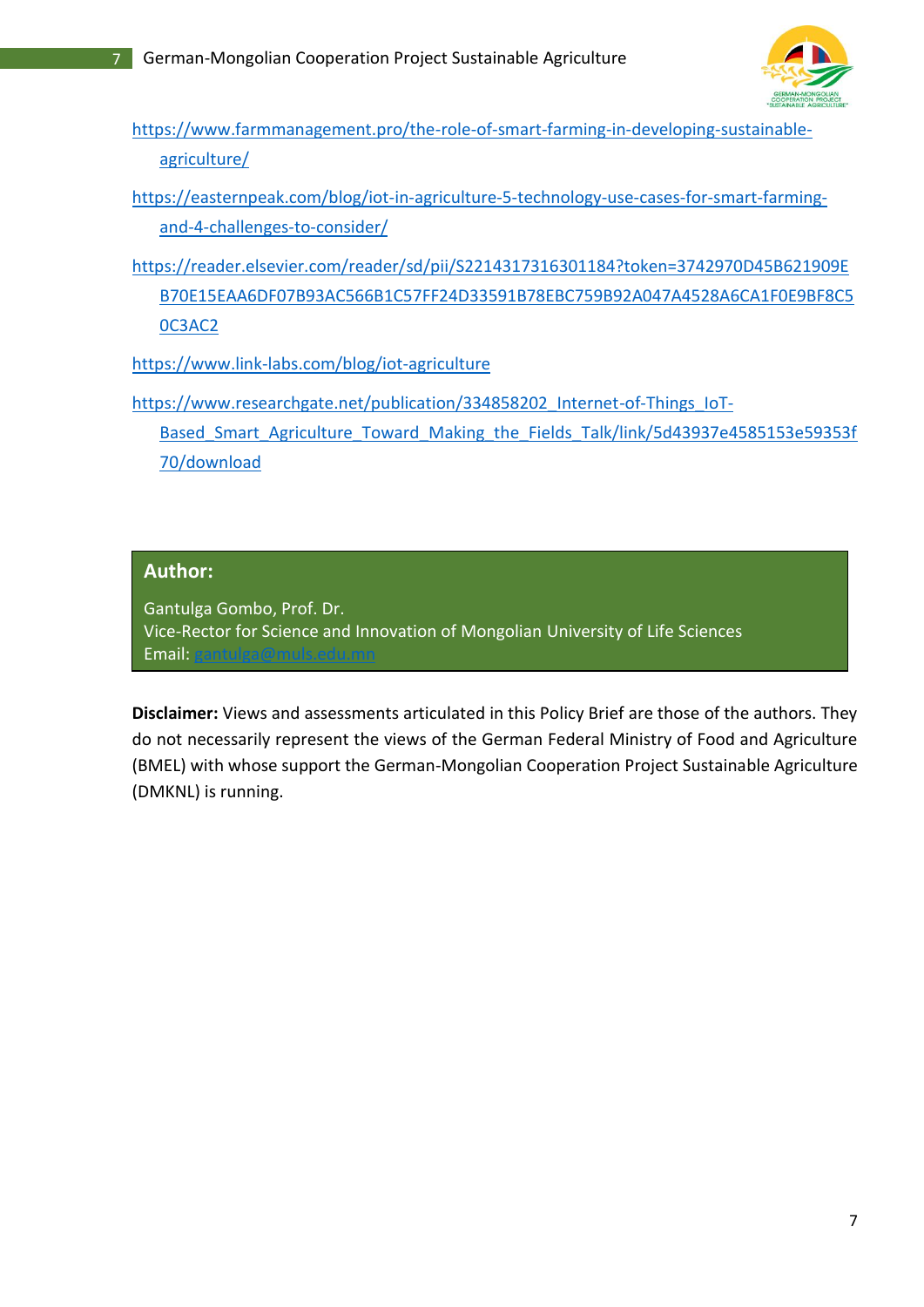https://www.farmmanagement.pro/the-role-of-smart-farming-in-developing-sustainable-agriculture/

https://easternpeak.com/blog/iot-in-agriculture-5-technology-use-cases-for-smart-farming-and-4-challenges-to-consider/

https://reader.elsevier.com/reader/sd/pii/S2214317316301184?token=3742970D45B621909EB70E15EAA6DF07B93AC566B1C57FF24D33591B78EBC759B92A047A4528A6CA1F0E9BF8C50C3AC2

https://www.link-labs.com/blog/iot-agriculture

https://www.researchgate.net/publication/334858202_Internet-of-Things_IoT-Based_Smart_Agriculture_Toward_Making_the_Fields_Talk/link/5d43937e4585153e59353f70/download

**Author:**

Gantulga Gombo, Prof. Dr.
Vice-Rector for Science and Innovation of Mongolian University of Life Sciences
Email: gantulga@muls.edu.mn

**Disclaimer:** Views and assessments articulated in this Policy Brief are those of the authors. They do not necessarily represent the views of the German Federal Ministry of Food and Agriculture (BMEL) with whose support the German-Mongolian Cooperation Project Sustainable Agriculture (DMKNL) is running.